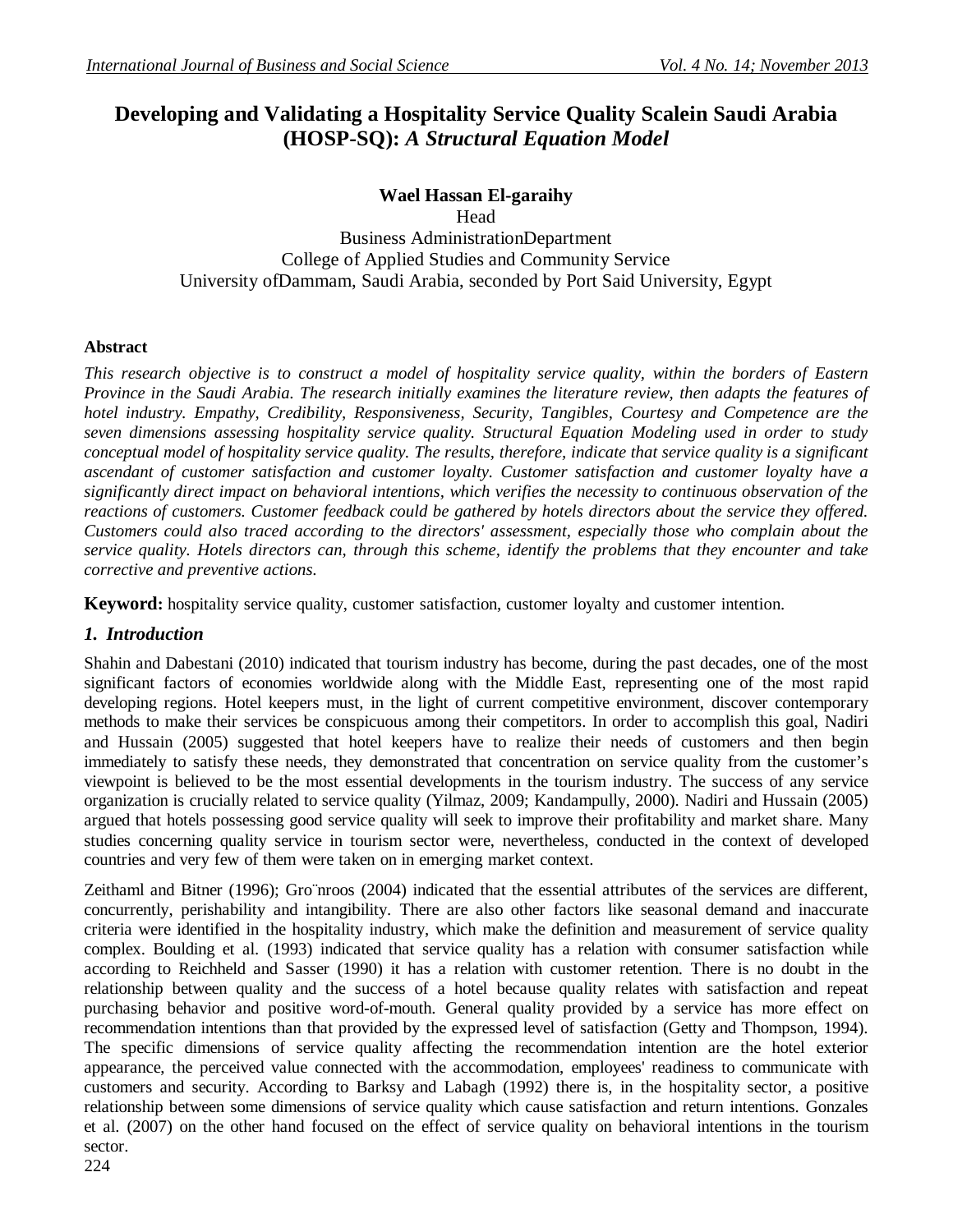# Developing and Validating a Hospitality Service Quality Scalein Saudi Arabia (HOSP-SQ): *A Structural Equation Model*

**Wael Hassan El-garaihy**

Head

Business AdministrationDepartment

College of Applied Studies and Community Service

University ofDammam, Saudi Arabia, seconded by Port Said University, Egypt

## Abstract

*This research objective is to construct a model of hospitality service quality, within the borders of Eastern Province in the Saudi Arabia. The research initially examines the literature review, then adapts the features of hotel industry. Empathy, Credibility, Responsiveness, Security, Tangibles, Courtesy and Competence are the seven dimensions assessing hospitality service quality. Structural Equation Modeling used in order to study conceptual model of hospitality service quality. The results, therefore, indicate that service quality is a significant ascendant of customer satisfaction and customer loyalty. Customer satisfaction and customer loyalty have a significantly direct impact on behavioral intentions, which verifies the necessity to continuous observation of the reactions of customers. Customer feedback could be gathered by hotels directors about the service they offered. Customers could also traced according to the directors' assessment, especially those who complain about the service quality. Hotels directors can, through this scheme, identify the problems that they encounter and take corrective and preventive actions.*

**Keyword:** hospitality service quality, customer satisfaction, customer loyalty and customer intention.

## *1. Introduction*

Shahin and Dabestani (2010) indicated that tourism industry has become, during the past decades, one of the most significant factors of economies worldwide along with the Middle East, representing one of the most rapid developing regions. Hotel keepers must, in the light of current competitive environment, discover contemporary methods to make their services be conspicuous among their competitors. In order to accomplish this goal, Nadiri and Hussain (2005) suggested that hotel keepers have to realize their needs of customers and then begin immediately to satisfy these needs, they demonstrated that concentration on service quality from the customer's viewpoint is believed to be the most essential developments in the tourism industry. The success of any service organization is crucially related to service quality (Yilmaz, 2009; Kandampully, 2000). Nadiri and Hussain (2005) argued that hotels possessing good service quality will seek to improve their profitability and market share. Many studies concerning quality service in tourism sector were, nevertheless, conducted in the context of developed countries and very few of them were taken on in emerging market context.

Zeithaml and Bitner (1996); Gro¨nroos (2004) indicated that the essential attributes of the services are different, concurrently, perishability and intangibility. There are also other factors like seasonal demand and inaccurate criteria were identified in the hospitality industry, which make the definition and measurement of service quality complex. Boulding et al. (1993) indicated that service quality has a relation with consumer satisfaction while according to Reichheld and Sasser (1990) it has a relation with customer retention. There is no doubt in the relationship between quality and the success of a hotel because quality relates with satisfaction and repeat purchasing behavior and positive word-of-mouth. General quality provided by a service has more effect on recommendation intentions than that provided by the expressed level of satisfaction (Getty and Thompson, 1994). The specific dimensions of service quality affecting the recommendation intention are the hotel exterior appearance, the perceived value connected with the accommodation, employees' readiness to communicate with customers and security. According to Barksy and Labagh (1992) there is, in the hospitality sector, a positive relationship between some dimensions of service quality which cause satisfaction and return intentions. Gonzales et al. (2007) on the other hand focused on the effect of service quality on behavioral intentions in the tourism sector.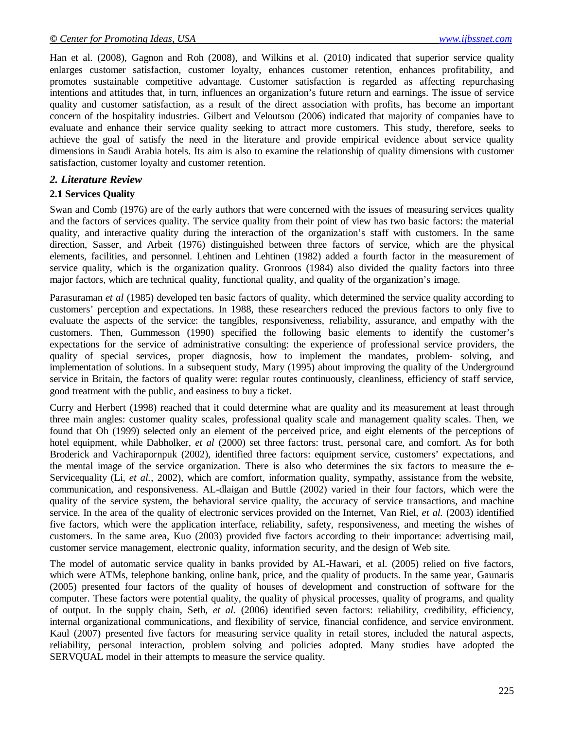Han et al. (2008), Gagnon and Roh (2008), and Wilkins et al. (2010) indicated that superior service quality enlarges customer satisfaction, customer loyalty, enhances customer retention, enhances profitability, and promotes sustainable competitive advantage. Customer satisfaction is regarded as affecting repurchasing intentions and attitudes that, in turn, influences an organization's future return and earnings. The issue of service quality and customer satisfaction, as a result of the direct association with profits, has become an important concern of the hospitality industries. Gilbert and Veloutsou (2006) indicated that majority of companies have to evaluate and enhance their service quality seeking to attract more customers. This study, therefore, seeks to achieve the goal of satisfy the need in the literature and provide empirical evidence about service quality dimensions in Saudi Arabia hotels. Its aim is also to examine the relationship of quality dimensions with customer satisfaction, customer loyalty and customer retention.

## *2. Literature Review*

### 2.1 Services Quality

Swan and Comb (1976) are of the early authors that were concerned with the issues of measuring services quality and the factors of services quality. The service quality from their point of view has two basic factors: the material quality, and interactive quality during the interaction of the organization's staff with customers. In the same direction, Sasser, and Arbeit (1976) distinguished between three factors of service, which are the physical elements, facilities, and personnel. Lehtinen and Lehtinen (1982) added a fourth factor in the measurement of service quality, which is the organization quality. Gronroos (1984) also divided the quality factors into three major factors, which are technical quality, functional quality, and quality of the organization's image.

Parasuraman *et al* (1985) developed ten basic factors of quality, which determined the service quality according to customers' perception and expectations. In 1988, these researchers reduced the previous factors to only five to evaluate the aspects of the service: the tangibles, responsiveness, reliability, assurance, and empathy with the customers. Then, Gummesson (1990) specified the following basic elements to identify the customer's expectations for the service of administrative consulting: the experience of professional service providers, the quality of special services, proper diagnosis, how to implement the mandates, problem- solving, and implementation of solutions. In a subsequent study, Mary (1995) about improving the quality of the Underground service in Britain, the factors of quality were: regular routes continuously, cleanliness, efficiency of staff service, good treatment with the public, and easiness to buy a ticket.

Curry and Herbert (1998) reached that it could determine what are quality and its measurement at least through three main angles: customer quality scales, professional quality scale and management quality scales. Then, we found that Oh (1999) selected only an element of the perceived price, and eight elements of the perceptions of hotel equipment, while Dabholker, *et al* (2000) set three factors: trust, personal care, and comfort. As for both Broderick and Vachirapornpuk (2002), identified three factors: equipment service, customers' expectations, and the mental image of the service organization. There is also who determines the six factors to measure the e-Servicequality (Li, *et al.*, 2002), which are comfort, information quality, sympathy, assistance from the website, communication, and responsiveness. AL-dlaigan and Buttle (2002) varied in their four factors, which were the quality of the service system, the behavioral service quality, the accuracy of service transactions, and machine service. In the area of the quality of electronic services provided on the Internet, Van Riel, *et al.* (2003) identified five factors, which were the application interface, reliability, safety, responsiveness, and meeting the wishes of customers. In the same area, Kuo (2003) provided five factors according to their importance: advertising mail, customer service management, electronic quality, information security, and the design of Web site.

The model of automatic service quality in banks provided by AL-Hawari, et al. (2005) relied on five factors, which were ATMs, telephone banking, online bank, price, and the quality of products. In the same year, Gaunaris (2005) presented four factors of the quality of houses of development and construction of software for the computer. These factors were potential quality, the quality of physical processes, quality of programs, and quality of output. In the supply chain, Seth, *et al.* (2006) identified seven factors: reliability, credibility, efficiency, internal organizational communications, and flexibility of service, financial confidence, and service environment. Kaul (2007) presented five factors for measuring service quality in retail stores, included the natural aspects, reliability, personal interaction, problem solving and policies adopted. Many studies have adopted the SERVQUAL model in their attempts to measure the service quality.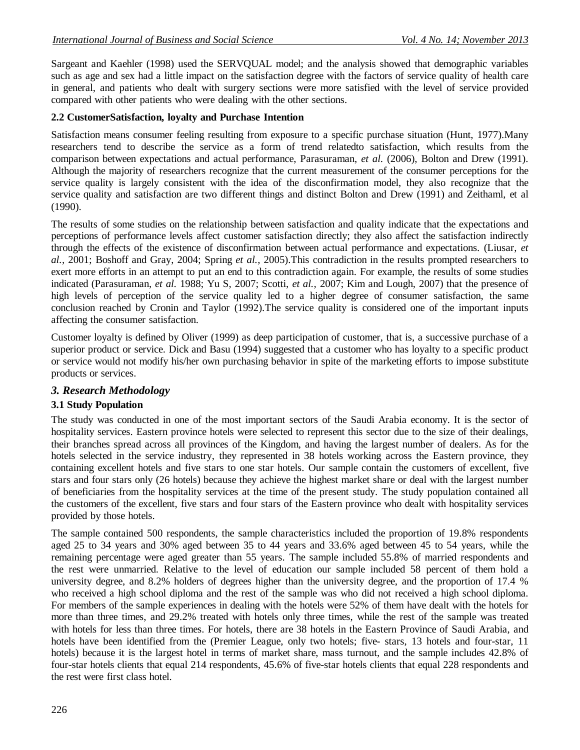Sargeant and Kaehler (1998) used the SERVQUAL model; and the analysis showed that demographic variables such as age and sex had a little impact on the satisfaction degree with the factors of service quality of health care in general, and patients who dealt with surgery sections were more satisfied with the level of service provided compared with other patients who were dealing with the other sections.

### 2.2 CustomerSatisfaction, loyalty and Purchase Intention

Satisfaction means consumer feeling resulting from exposure to a specific purchase situation (Hunt, 1977).Many researchers tend to describe the service as a form of trend relatedto satisfaction, which results from the comparison between expectations and actual performance, Parasuraman, *et al.* (2006), Bolton and Drew (1991). Although the majority of researchers recognize that the current measurement of the consumer perceptions for the service quality is largely consistent with the idea of the disconfirmation model, they also recognize that the service quality and satisfaction are two different things and distinct Bolton and Drew (1991) and Zeithaml, et al (1990).

The results of some studies on the relationship between satisfaction and quality indicate that the expectations and perceptions of performance levels affect customer satisfaction directly; they also affect the satisfaction indirectly through the effects of the existence of disconfirmation between actual performance and expectations. (Liusar, *et al.,* 2001; Boshoff and Gray, 2004; Spring *et al.,* 2005).This contradiction in the results prompted researchers to exert more efforts in an attempt to put an end to this contradiction again. For example, the results of some studies indicated (Parasuraman, *et al.* 1988; Yu S, 2007; Scotti, *et al.,* 2007; Kim and Lough, 2007) that the presence of high levels of perception of the service quality led to a higher degree of consumer satisfaction, the same conclusion reached by Cronin and Taylor (1992).The service quality is considered one of the important inputs affecting the consumer satisfaction.

Customer loyalty is defined by Oliver (1999) as deep participation of customer, that is, a successive purchase of a superior product or service. Dick and Basu (1994) suggested that a customer who has loyalty to a specific product or service would not modify his/her own purchasing behavior in spite of the marketing efforts to impose substitute products or services.

## *3. Research Methodology*

### 3.1 Study Population

The study was conducted in one of the most important sectors of the Saudi Arabia economy. It is the sector of hospitality services. Eastern province hotels were selected to represent this sector due to the size of their dealings, their branches spread across all provinces of the Kingdom, and having the largest number of dealers. As for the hotels selected in the service industry, they represented in 38 hotels working across the Eastern province, they containing excellent hotels and five stars to one star hotels. Our sample contain the customers of excellent, five stars and four stars only (26 hotels) because they achieve the highest market share or deal with the largest number of beneficiaries from the hospitality services at the time of the present study. The study population contained all the customers of the excellent, five stars and four stars of the Eastern province who dealt with hospitality services provided by those hotels.

The sample contained 500 respondents, the sample characteristics included the proportion of 19.8% respondents aged 25 to 34 years and 30% aged between 35 to 44 years and 33.6% aged between 45 to 54 years, while the remaining percentage were aged greater than 55 years. The sample included 55.8% of married respondents and the rest were unmarried. Relative to the level of education our sample included 58 percent of them hold a university degree, and 8.2% holders of degrees higher than the university degree, and the proportion of 17.4 % who received a high school diploma and the rest of the sample was who did not received a high school diploma. For members of the sample experiences in dealing with the hotels were 52% of them have dealt with the hotels for more than three times, and 29.2% treated with hotels only three times, while the rest of the sample was treated with hotels for less than three times. For hotels, there are 38 hotels in the Eastern Province of Saudi Arabia, and hotels have been identified from the (Premier League, only two hotels; five- stars, 13 hotels and four-star, 11 hotels) because it is the largest hotel in terms of market share, mass turnout, and the sample includes 42.8% of four-star hotels clients that equal 214 respondents, 45.6% of five-star hotels clients that equal 228 respondents and the rest were first class hotel.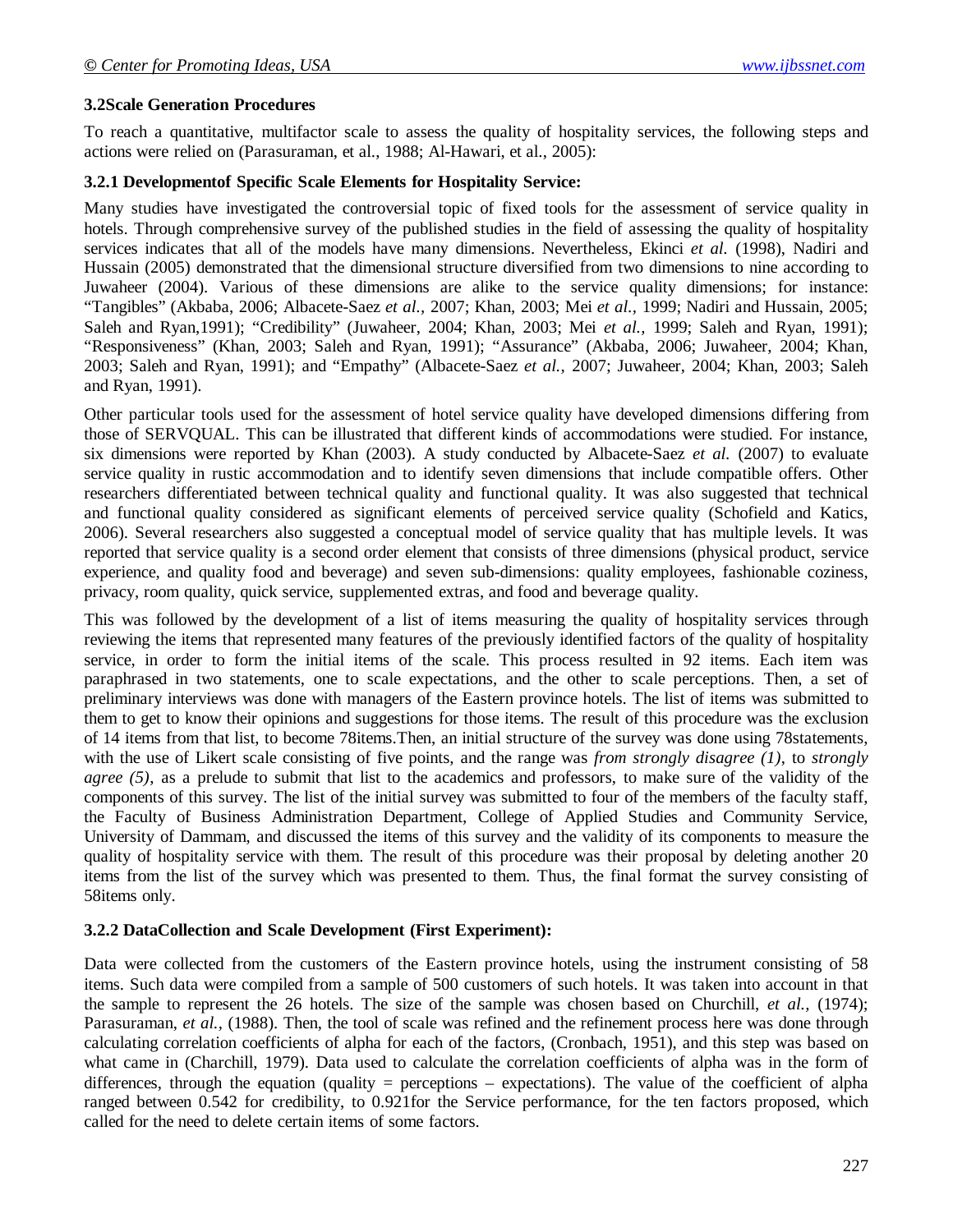### 3.2Scale Generation Procedures

To reach a quantitative, multifactor scale to assess the quality of hospitality services, the following steps and actions were relied on (Parasuraman, et al., 1988; Al-Hawari, et al., 2005):

#### 3.2.1 Developmentof Specific Scale Elements for Hospitality Service:

Many studies have investigated the controversial topic of fixed tools for the assessment of service quality in hotels. Through comprehensive survey of the published studies in the field of assessing the quality of hospitality services indicates that all of the models have many dimensions. Nevertheless, Ekinci *et al.* (1998), Nadiri and Hussain (2005) demonstrated that the dimensional structure diversified from two dimensions to nine according to Juwaheer (2004). Various of these dimensions are alike to the service quality dimensions; for instance: "Tangibles" (Akbaba, 2006; Albacete-Saez *et al.,* 2007; Khan, 2003; Mei *et al.,* 1999; Nadiri and Hussain, 2005; Saleh and Ryan,1991); "Credibility" (Juwaheer, 2004; Khan, 2003; Mei *et al.,* 1999; Saleh and Ryan, 1991); "Responsiveness" (Khan, 2003; Saleh and Ryan, 1991); "Assurance" (Akbaba, 2006; Juwaheer, 2004; Khan, 2003; Saleh and Ryan, 1991); and "Empathy" (Albacete-Saez *et al.,* 2007; Juwaheer, 2004; Khan, 2003; Saleh and Ryan, 1991).

Other particular tools used for the assessment of hotel service quality have developed dimensions differing from those of SERVQUAL. This can be illustrated that different kinds of accommodations were studied. For instance, six dimensions were reported by Khan (2003). A study conducted by Albacete-Saez *et al.* (2007) to evaluate service quality in rustic accommodation and to identify seven dimensions that include compatible offers. Other researchers differentiated between technical quality and functional quality. It was also suggested that technical and functional quality considered as significant elements of perceived service quality (Schofield and Katics, 2006). Several researchers also suggested a conceptual model of service quality that has multiple levels. It was reported that service quality is a second order element that consists of three dimensions (physical product, service experience, and quality food and beverage) and seven sub-dimensions: quality employees, fashionable coziness, privacy, room quality, quick service, supplemented extras, and food and beverage quality.

This was followed by the development of a list of items measuring the quality of hospitality services through reviewing the items that represented many features of the previously identified factors of the quality of hospitality service, in order to form the initial items of the scale. This process resulted in 92 items. Each item was paraphrased in two statements, one to scale expectations, and the other to scale perceptions. Then, a set of preliminary interviews was done with managers of the Eastern province hotels. The list of items was submitted to them to get to know their opinions and suggestions for those items. The result of this procedure was the exclusion of 14 items from that list, to become 78items.Then, an initial structure of the survey was done using 78statements, with the use of Likert scale consisting of five points, and the range was *from strongly disagree (1)*, to *strongly agree (5)*, as a prelude to submit that list to the academics and professors, to make sure of the validity of the components of this survey. The list of the initial survey was submitted to four of the members of the faculty staff, the Faculty of Business Administration Department, College of Applied Studies and Community Service, University of Dammam, and discussed the items of this survey and the validity of its components to measure the quality of hospitality service with them. The result of this procedure was their proposal by deleting another 20 items from the list of the survey which was presented to them. Thus, the final format the survey consisting of 58items only.

#### 3.2.2 DataCollection and Scale Development (First Experiment):

Data were collected from the customers of the Eastern province hotels, using the instrument consisting of 58 items. Such data were compiled from a sample of 500 customers of such hotels. It was taken into account in that the sample to represent the 26 hotels. The size of the sample was chosen based on Churchill, *et al.,* (1974); Parasuraman, *et al.,* (1988). Then, the tool of scale was refined and the refinement process here was done through calculating correlation coefficients of alpha for each of the factors, (Cronbach, 1951), and this step was based on what came in (Charchill, 1979). Data used to calculate the correlation coefficients of alpha was in the form of differences, through the equation (quality = perceptions – expectations). The value of the coefficient of alpha ranged between 0.542 for credibility, to 0.921for the Service performance, for the ten factors proposed, which called for the need to delete certain items of some factors.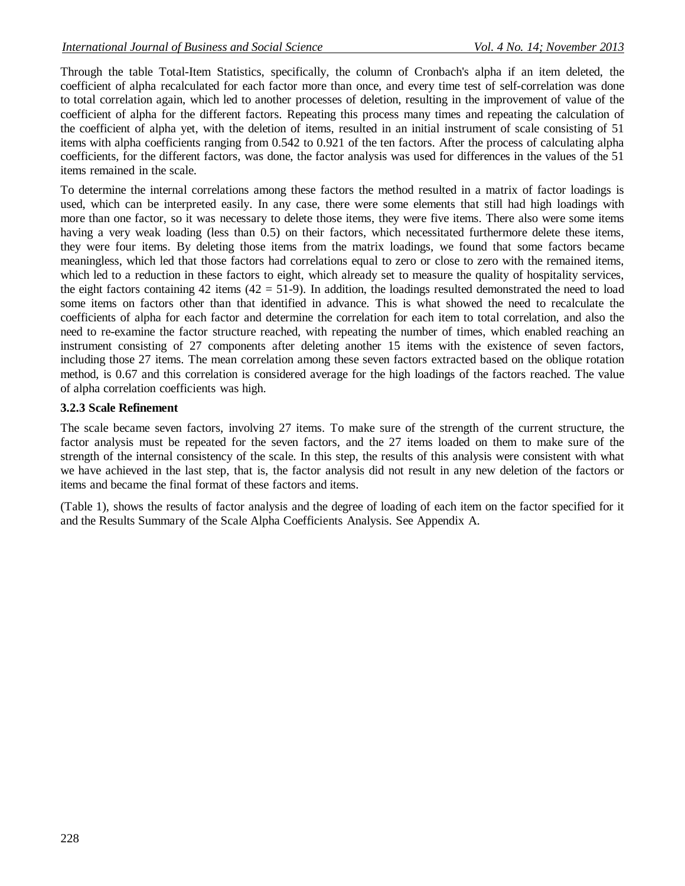Through the table Total-Item Statistics, specifically, the column of Cronbach's alpha if an item deleted, the coefficient of alpha recalculated for each factor more than once, and every time test of self-correlation was done to total correlation again, which led to another processes of deletion, resulting in the improvement of value of the coefficient of alpha for the different factors. Repeating this process many times and repeating the calculation of the coefficient of alpha yet, with the deletion of items, resulted in an initial instrument of scale consisting of 51 items with alpha coefficients ranging from 0.542 to 0.921 of the ten factors. After the process of calculating alpha coefficients, for the different factors, was done, the factor analysis was used for differences in the values of the 51 items remained in the scale.

To determine the internal correlations among these factors the method resulted in a matrix of factor loadings is used, which can be interpreted easily. In any case, there were some elements that still had high loadings with more than one factor, so it was necessary to delete those items, they were five items. There also were some items having a very weak loading (less than 0.5) on their factors, which necessitated furthermore delete these items, they were four items. By deleting those items from the matrix loadings, we found that some factors became meaningless, which led that those factors had correlations equal to zero or close to zero with the remained items, which led to a reduction in these factors to eight, which already set to measure the quality of hospitality services, the eight factors containing 42 items (42 = 51-9). In addition, the loadings resulted demonstrated the need to load some items on factors other than that identified in advance. This is what showed the need to recalculate the coefficients of alpha for each factor and determine the correlation for each item to total correlation, and also the need to re-examine the factor structure reached, with repeating the number of times, which enabled reaching an instrument consisting of 27 components after deleting another 15 items with the existence of seven factors, including those 27 items. The mean correlation among these seven factors extracted based on the oblique rotation method, is 0.67 and this correlation is considered average for the high loadings of the factors reached. The value of alpha correlation coefficients was high.

### 3.2.3 Scale Refinement

The scale became seven factors, involving 27 items. To make sure of the strength of the current structure, the factor analysis must be repeated for the seven factors, and the 27 items loaded on them to make sure of the strength of the internal consistency of the scale. In this step, the results of this analysis were consistent with what we have achieved in the last step, that is, the factor analysis did not result in any new deletion of the factors or items and became the final format of these factors and items.

(Table 1), shows the results of factor analysis and the degree of loading of each item on the factor specified for it and the Results Summary of the Scale Alpha Coefficients Analysis. See Appendix A.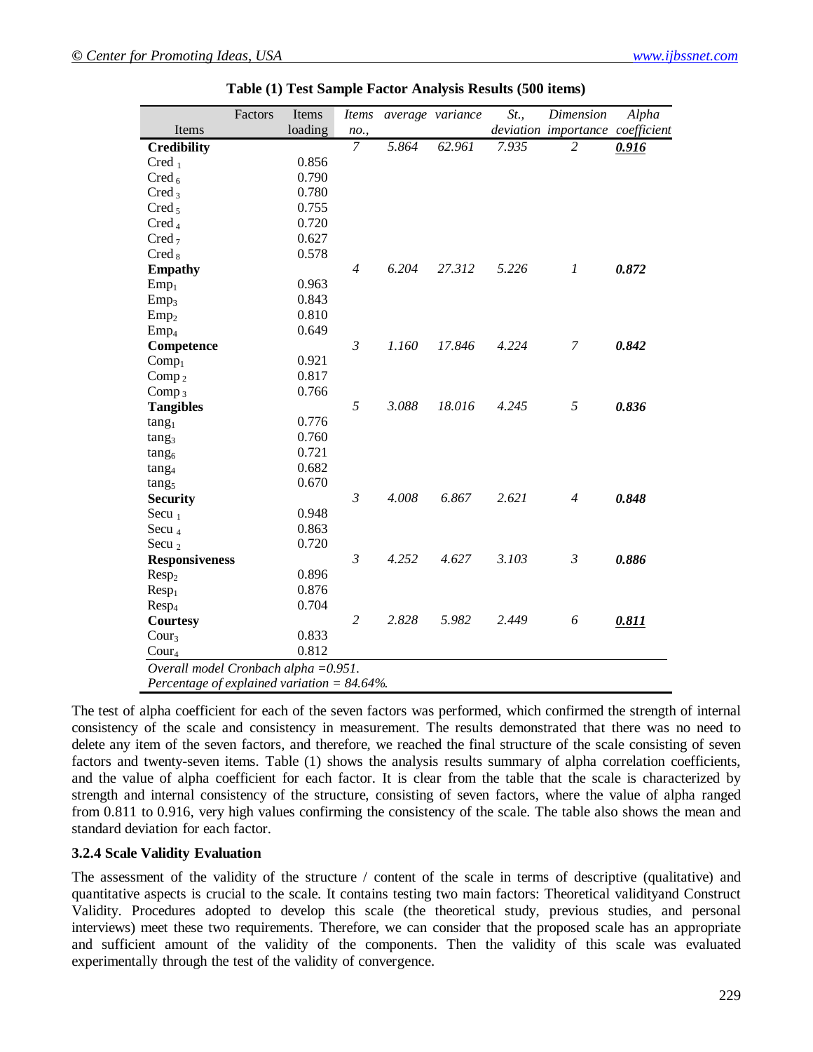**Table (1) Test Sample Factor Analysis Results (500 items)**

| Items / Factors | Items loading | *Items no.,* | *average* | *variance* | *St., deviation* | *Dimension importance* | *Alpha coefficient* |
|---|---|---|---|---|---|---|---|
| **Credibility** | | *7* | *5.864* | *62.961* | *7.935* | *2* | ***0.916*** |
| Cred $_1$ | 0.856 | | | | | | |
| Cred $_6$ | 0.790 | | | | | | |
| Cred $_3$ | 0.780 | | | | | | |
| Cred $_5$ | 0.755 | | | | | | |
| Cred $_4$ | 0.720 | | | | | | |
| Cred $_7$ | 0.627 | | | | | | |
| Cred $_8$ | 0.578 | | | | | | |
| **Empathy** | | *4* | *6.204* | *27.312* | *5.226* | *1* | ***0.872*** |
| Emp$_1$ | 0.963 | | | | | | |
| Emp$_3$ | 0.843 | | | | | | |
| Emp$_2$ | 0.810 | | | | | | |
| Emp$_4$ | 0.649 | | | | | | |
| **Competence** | | *3* | *1.160* | *17.846* | *4.224* | *7* | ***0.842*** |
| Comp$_1$ | 0.921 | | | | | | |
| Comp $_2$ | 0.817 | | | | | | |
| Comp $_3$ | 0.766 | | | | | | |
| **Tangibles** | | *5* | *3.088* | *18.016* | *4.245* | *5* | ***0.836*** |
| tang$_1$ | 0.776 | | | | | | |
| tang$_3$ | 0.760 | | | | | | |
| tang$_6$ | 0.721 | | | | | | |
| tang$_4$ | 0.682 | | | | | | |
| tang$_5$ | 0.670 | | | | | | |
| **Security** | | *3* | *4.008* | *6.867* | *2.621* | *4* | ***0.848*** |
| Secu $_1$ | 0.948 | | | | | | |
| Secu $_4$ | 0.863 | | | | | | |
| Secu $_2$ | 0.720 | | | | | | |
| **Responsiveness** | | *3* | *4.252* | *4.627* | *3.103* | *3* | ***0.886*** |
| Resp$_2$ | 0.896 | | | | | | |
| Resp$_1$ | 0.876 | | | | | | |
| Resp$_4$ | 0.704 | | | | | | |
| **Courtesy** | | *2* | *2.828* | *5.982* | *2.449* | *6* | ***0.811*** |
| Cour$_3$ | 0.833 | | | | | | |
| Cour$_4$ | 0.812 | | | | | | |

*Overall model Cronbach alpha =0.951.*
*Percentage of explained variation = 84.64%.*

The test of alpha coefficient for each of the seven factors was performed, which confirmed the strength of internal consistency of the scale and consistency in measurement. The results demonstrated that there was no need to delete any item of the seven factors, and therefore, we reached the final structure of the scale consisting of seven factors and twenty-seven items. Table (1) shows the analysis results summary of alpha correlation coefficients, and the value of alpha coefficient for each factor. It is clear from the table that the scale is characterized by strength and internal consistency of the structure, consisting of seven factors, where the value of alpha ranged from 0.811 to 0.916, very high values confirming the consistency of the scale. The table also shows the mean and standard deviation for each factor.

### 3.2.4 Scale Validity Evaluation

The assessment of the validity of the structure / content of the scale in terms of descriptive (qualitative) and quantitative aspects is crucial to the scale. It contains testing two main factors: Theoretical validityand Construct Validity. Procedures adopted to develop this scale (the theoretical study, previous studies, and personal interviews) meet these two requirements. Therefore, we can consider that the proposed scale has an appropriate and sufficient amount of the validity of the components. Then the validity of this scale was evaluated experimentally through the test of the validity of convergence.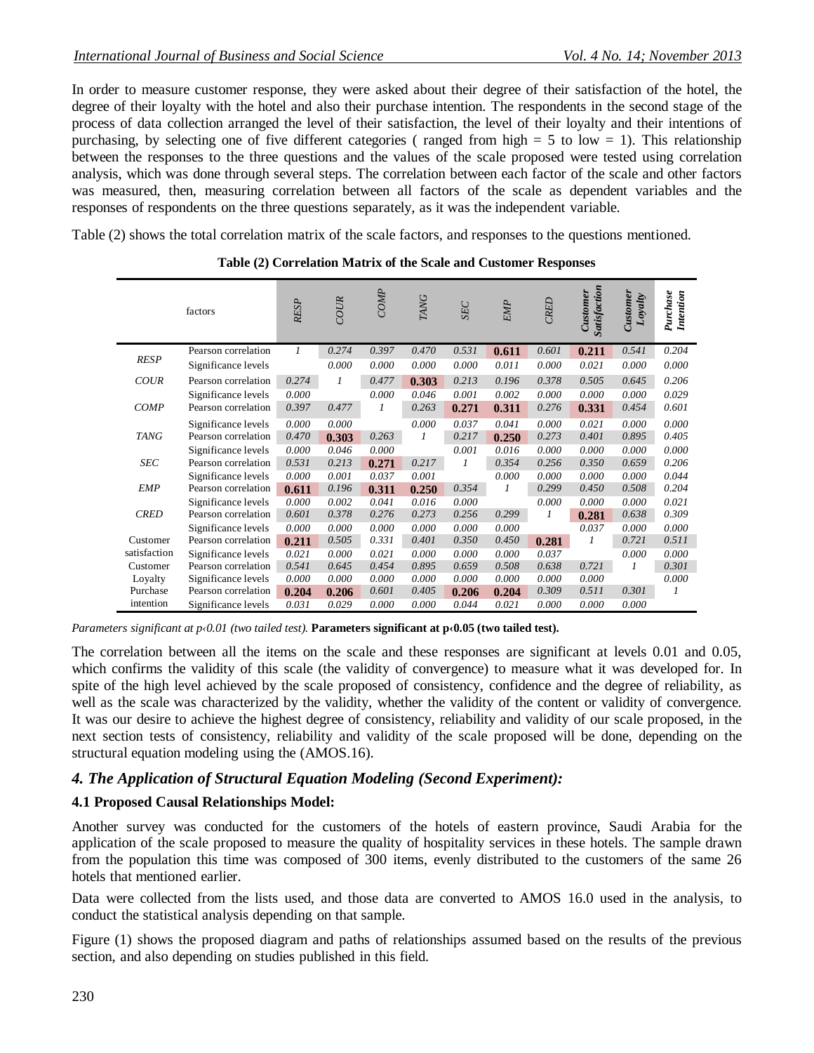In order to measure customer response, they were asked about their degree of their satisfaction of the hotel, the degree of their loyalty with the hotel and also their purchase intention. The respondents in the second stage of the process of data collection arranged the level of their satisfaction, the level of their loyalty and their intentions of purchasing, by selecting one of five different categories ( ranged from high = 5 to low = 1). This relationship between the responses to the three questions and the values of the scale proposed were tested using correlation analysis, which was done through several steps. The correlation between each factor of the scale and other factors was measured, then, measuring correlation between all factors of the scale as dependent variables and the responses of respondents on the three questions separately, as it was the independent variable.

Table (2) shows the total correlation matrix of the scale factors, and responses to the questions mentioned.

**Table (2) Correlation Matrix of the Scale and Customer Responses**

| factors | | *RESP* | *COUR* | *COMP* | *TANG* | *SEC* | *EMP* | *CRED* | ***Customer Satisfaction*** | ***Customer Loyalty*** | ***Purchase Intention*** |
|---|---|---|---|---|---|---|---|---|---|---|---|
| *RESP* | Pearson correlation | *1* | *0.274* | *0.397* | *0.470* | *0.531* | **0.611** | *0.601* | **0.211** | *0.541* | *0.204* |
| | Significance levels | | *0.000* | *0.000* | *0.000* | *0.000* | *0.011* | *0.000* | *0.021* | *0.000* | *0.000* |
| *COUR* | Pearson correlation | *0.274* | *1* | *0.477* | **0.303** | *0.213* | *0.196* | *0.378* | *0.505* | *0.645* | *0.206* |
| | Significance levels | *0.000* | | *0.000* | *0.046* | *0.001* | *0.002* | *0.000* | *0.000* | *0.000* | *0.029* |
| *COMP* | Pearson correlation | *0.397* | *0.477* | *1* | *0.263* | **0.271** | **0.311** | *0.276* | **0.331** | *0.454* | *0.601* |
| | Significance levels | *0.000* | *0.000* | | *0.000* | *0.037* | *0.041* | *0.000* | *0.021* | *0.000* | *0.000* |
| *TANG* | Pearson correlation | *0.470* | **0.303** | *0.263* | *1* | *0.217* | **0.250** | *0.273* | *0.401* | *0.895* | *0.405* |
| | Significance levels | *0.000* | *0.046* | *0.000* | | *0.001* | *0.016* | *0.000* | *0.000* | *0.000* | *0.000* |
| *SEC* | Pearson correlation | *0.531* | *0.213* | **0.271** | *0.217* | *1* | *0.354* | *0.256* | *0.350* | *0.659* | *0.206* |
| | Significance levels | *0.000* | *0.001* | *0.037* | *0.001* | | *0.000* | *0.000* | *0.000* | *0.000* | *0.044* |
| *EMP* | Pearson correlation | **0.611** | *0.196* | **0.311** | **0.250** | *0.354* | *1* | *0.299* | *0.450* | *0.508* | *0.204* |
| | Significance levels | *0.000* | *0.002* | *0.041* | *0.016* | *0.000* | | *0.000* | *0.000* | *0.000* | *0.021* |
| *CRED* | Pearson correlation | *0.601* | *0.378* | *0.276* | *0.273* | *0.256* | *0.299* | *1* | **0.281** | *0.638* | *0.309* |
| | Significance levels | *0.000* | *0.000* | *0.000* | *0.000* | *0.000* | *0.000* | | *0.037* | *0.000* | *0.000* |
| Customer satisfaction | Pearson correlation | **0.211** | *0.505* | *0.331* | *0.401* | *0.350* | *0.450* | **0.281** | *1* | *0.721* | *0.511* |
| | Significance levels | *0.021* | *0.000* | *0.021* | *0.000* | *0.000* | *0.000* | *0.037* | | *0.000* | *0.000* |
| Customer Loyalty | Pearson correlation | *0.541* | *0.645* | *0.454* | *0.895* | *0.659* | *0.508* | *0.638* | *0.721* | *1* | *0.301* |
| | Significance levels | *0.000* | *0.000* | *0.000* | *0.000* | *0.000* | *0.000* | *0.000* | *0.000* | | *0.000* |
| Purchase intention | Pearson correlation | **0.204** | **0.206** | *0.601* | *0.405* | **0.206** | **0.204** | *0.309* | *0.511* | *0.301* | *1* |
| | Significance levels | *0.031* | *0.029* | *0.000* | *0.000* | *0.044* | *0.021* | *0.000* | *0.000* | *0.000* | |

*Parameters significant at p‹0.01 (two tailed test).* **Parameters significant at p‹0.05 (two tailed test).**

The correlation between all the items on the scale and these responses are significant at levels 0.01 and 0.05, which confirms the validity of this scale (the validity of convergence) to measure what it was developed for. In spite of the high level achieved by the scale proposed of consistency, confidence and the degree of reliability, as well as the scale was characterized by the validity, whether the validity of the content or validity of convergence. It was our desire to achieve the highest degree of consistency, reliability and validity of our scale proposed, in the next section tests of consistency, reliability and validity of the scale proposed will be done, depending on the structural equation modeling using the (AMOS.16).

## *4. The Application of Structural Equation Modeling (Second Experiment):*

### 4.1 Proposed Causal Relationships Model:

Another survey was conducted for the customers of the hotels of eastern province, Saudi Arabia for the application of the scale proposed to measure the quality of hospitality services in these hotels. The sample drawn from the population this time was composed of 300 items, evenly distributed to the customers of the same 26 hotels that mentioned earlier.

Data were collected from the lists used, and those data are converted to AMOS 16.0 used in the analysis, to conduct the statistical analysis depending on that sample.

Figure (1) shows the proposed diagram and paths of relationships assumed based on the results of the previous section, and also depending on studies published in this field.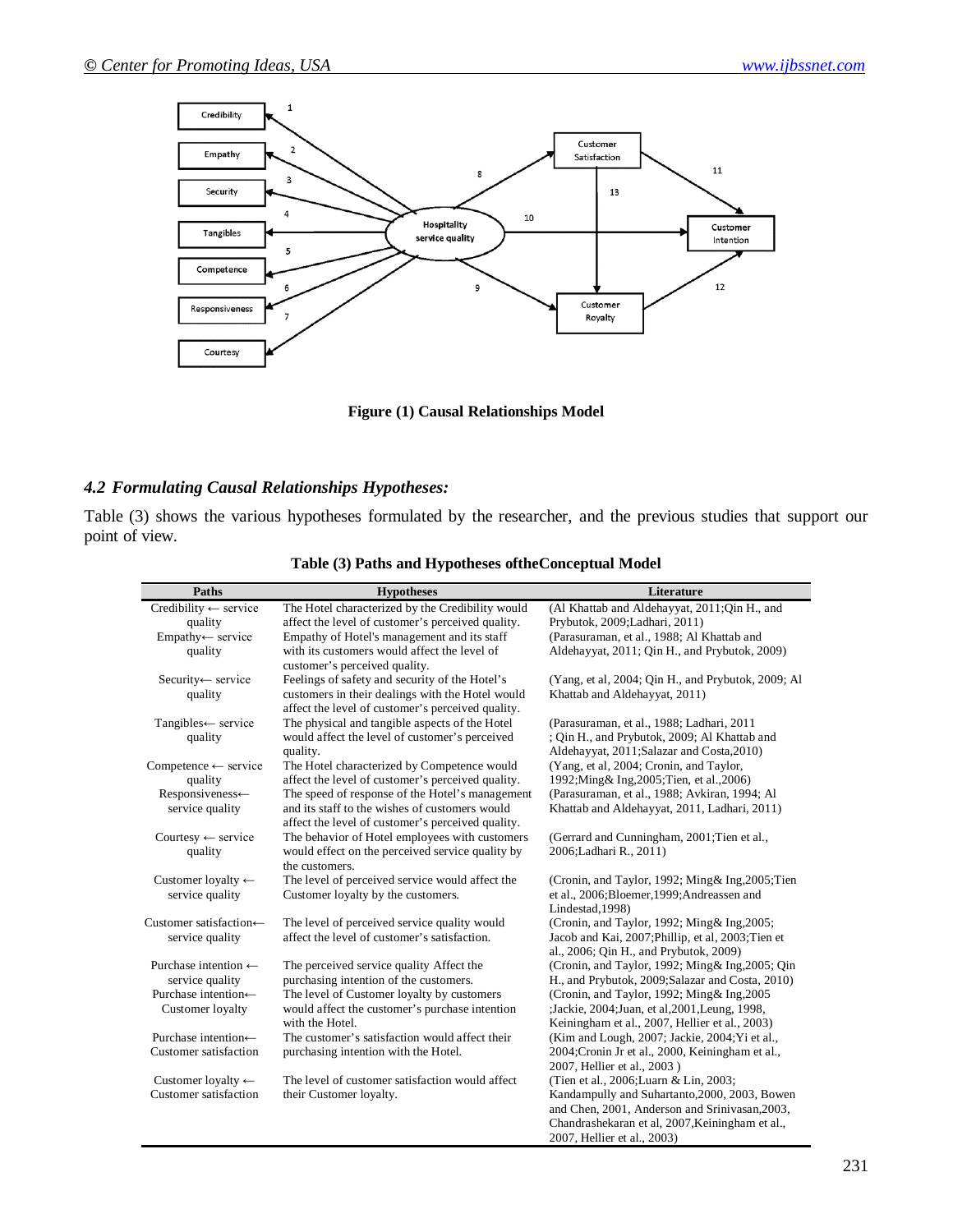**Figure (1) Causal Relationships Model**

### *4.2 Formulating Causal Relationships Hypotheses:*

Table (3) shows the various hypotheses formulated by the researcher, and the previous studies that support our point of view.

**Table (3) Paths and Hypotheses oftheConceptual Model**

| Paths | Hypotheses | Literature |
|---|---|---|
| Credibility ← service quality | The Hotel characterized by the Credibility would affect the level of customer's perceived quality. | (Al Khattab and Aldehayyat, 2011;Qin H., and Prybutok, 2009;Ladhari, 2011) |
| Empathy← service quality | Empathy of Hotel's management and its staff with its customers would affect the level of customer's perceived quality. | (Parasuraman, et al., 1988; Al Khattab and Aldehayyat, 2011; Qin H., and Prybutok, 2009) |
| Security← service quality | Feelings of safety and security of the Hotel's customers in their dealings with the Hotel would affect the level of customer's perceived quality. | (Yang, et al, 2004; Qin H., and Prybutok, 2009; Al Khattab and Aldehayyat, 2011) |
| Tangibles← service quality | The physical and tangible aspects of the Hotel would affect the level of customer's perceived quality. | (Parasuraman, et al., 1988; Ladhari, 2011 ; Qin H., and Prybutok, 2009; Al Khattab and Aldehayyat, 2011;Salazar and Costa,2010) |
| Competence ← service quality | The Hotel characterized by Competence would affect the level of customer's perceived quality. | (Yang, et al, 2004; Cronin, and Taylor, 1992;Ming& Ing,2005;Tien, et al.,2006) |
| Responsiveness← service quality | The speed of response of the Hotel's management and its staff to the wishes of customers would affect the level of customer's perceived quality. | (Parasuraman, et al., 1988; Avkiran, 1994; Al Khattab and Aldehayyat, 2011, Ladhari, 2011) |
| Courtesy ← service quality | The behavior of Hotel employees with customers would effect on the perceived service quality by the customers. | (Gerrard and Cunningham, 2001;Tien et al., 2006;Ladhari R., 2011) |
| Customer loyalty ← service quality | The level of perceived service would affect the Customer loyalty by the customers. | (Cronin, and Taylor, 1992; Ming& Ing,2005;Tien et al., 2006;Bloemer,1999;Andreassen and Lindestad,1998) |
| Customer satisfaction← service quality | The level of perceived service quality would affect the level of customer's satisfaction. | (Cronin, and Taylor, 1992; Ming& Ing,2005; Jacob and Kai, 2007;Phillip, et al, 2003;Tien et al., 2006; Qin H., and Prybutok, 2009) |
| Purchase intention ← service quality | The perceived service quality Affect the purchasing intention of the customers. | (Cronin, and Taylor, 1992; Ming& Ing,2005; Qin H., and Prybutok, 2009;Salazar and Costa, 2010) |
| Purchase intention← Customer loyalty | The level of Customer loyalty by customers would affect the customer's purchase intention with the Hotel. | (Cronin, and Taylor, 1992; Ming& Ing,2005 ;Jackie, 2004;Juan, et al,2001,Leung, 1998, Keiningham et al., 2007, Hellier et al., 2003) |
| Purchase intention← Customer satisfaction | The customer's satisfaction would affect their purchasing intention with the Hotel. | (Kim and Lough, 2007; Jackie, 2004;Yi et al., 2004;Cronin Jr et al., 2000, Keiningham et al., 2007, Hellier et al., 2003 ) |
| Customer loyalty ← Customer satisfaction | The level of customer satisfaction would affect their Customer loyalty. | (Tien et al., 2006;Luarn & Lin, 2003; Kandampully and Suhartanto,2000, 2003, Bowen and Chen, 2001, Anderson and Srinivasan,2003, Chandrashekaran et al, 2007,Keiningham et al., 2007, Hellier et al., 2003) |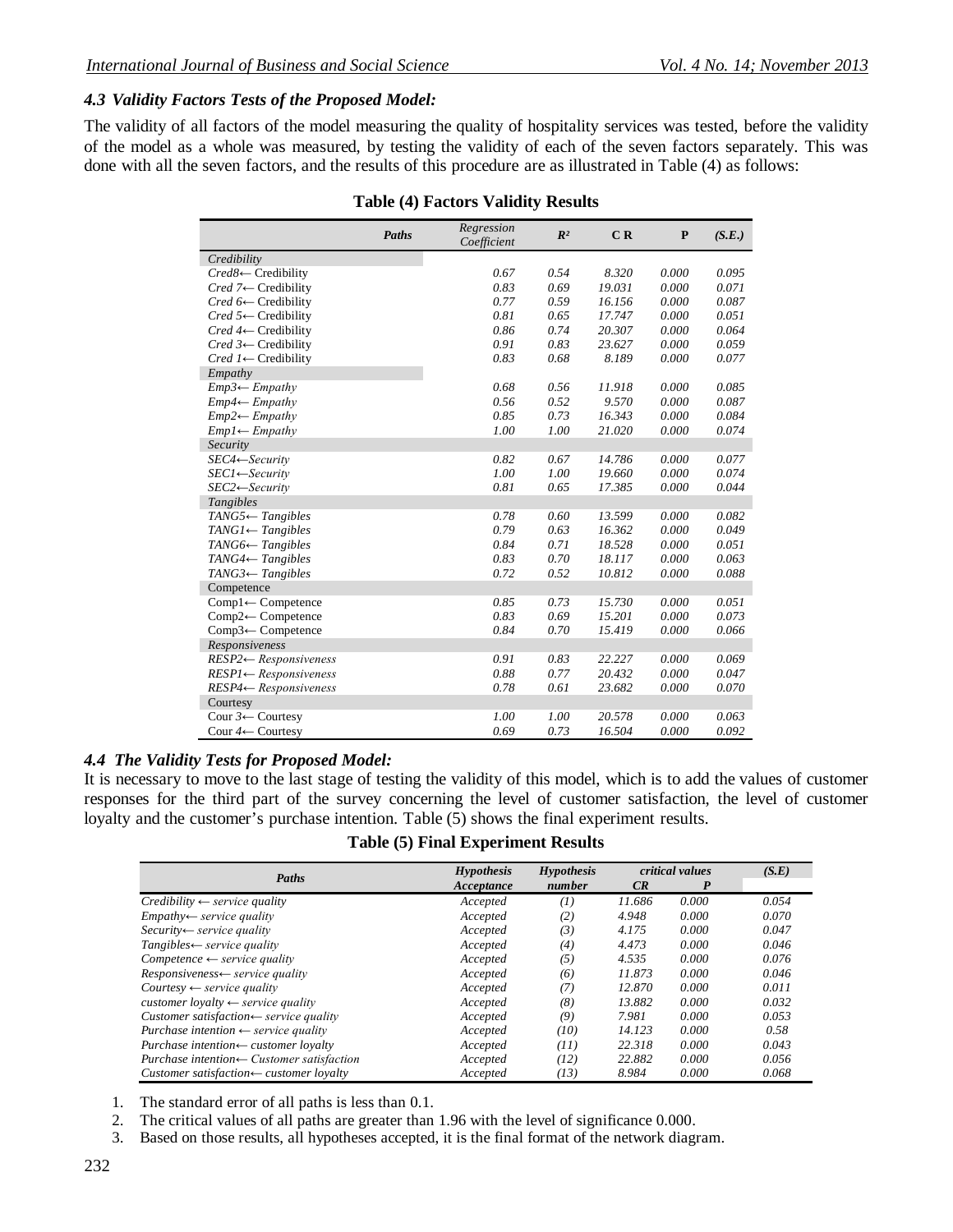### *4.3 Validity Factors Tests of the Proposed Model:*

The validity of all factors of the model measuring the quality of hospitality services was tested, before the validity of the model as a whole was measured, by testing the validity of each of the seven factors separately. This was done with all the seven factors, and the results of this procedure are as illustrated in Table (4) as follows:

**Table (4) Factors Validity Results**

| Paths | Regression Coefficient | $R^2$ | C R | P | (S.E.) |
|---|---|---|---|---|---|
| *Credibility* | | | | | |
| *Cred8*← Credibility | 0.67 | 0.54 | 8.320 | 0.000 | 0.095 |
| *Cred 7*← Credibility | 0.83 | 0.69 | 19.031 | 0.000 | 0.071 |
| *Cred 6*← Credibility | 0.77 | 0.59 | 16.156 | 0.000 | 0.087 |
| *Cred 5*← Credibility | 0.81 | 0.65 | 17.747 | 0.000 | 0.051 |
| *Cred 4*← Credibility | 0.86 | 0.74 | 20.307 | 0.000 | 0.064 |
| *Cred 3*← Credibility | 0.91 | 0.83 | 23.627 | 0.000 | 0.059 |
| *Cred 1*← Credibility | 0.83 | 0.68 | 8.189 | 0.000 | 0.077 |
| *Empathy* | | | | | |
| *Emp3← Empathy* | 0.68 | 0.56 | 11.918 | 0.000 | 0.085 |
| *Emp4← Empathy* | 0.56 | 0.52 | 9.570 | 0.000 | 0.087 |
| *Emp2← Empathy* | 0.85 | 0.73 | 16.343 | 0.000 | 0.084 |
| *Emp1← Empathy* | 1.00 | 1.00 | 21.020 | 0.000 | 0.074 |
| *Security* | | | | | |
| *SEC4←Security* | 0.82 | 0.67 | 14.786 | 0.000 | 0.077 |
| *SEC1←Security* | 1.00 | 1.00 | 19.660 | 0.000 | 0.074 |
| *SEC2←Security* | 0.81 | 0.65 | 17.385 | 0.000 | 0.044 |
| *Tangibles* | | | | | |
| *TANG5← Tangibles* | 0.78 | 0.60 | 13.599 | 0.000 | 0.082 |
| *TANG1← Tangibles* | 0.79 | 0.63 | 16.362 | 0.000 | 0.049 |
| *TANG6← Tangibles* | 0.84 | 0.71 | 18.528 | 0.000 | 0.051 |
| *TANG4← Tangibles* | 0.83 | 0.70 | 18.117 | 0.000 | 0.063 |
| *TANG3← Tangibles* | 0.72 | 0.52 | 10.812 | 0.000 | 0.088 |
| Competence | | | | | |
| Comp1← Competence | 0.85 | 0.73 | 15.730 | 0.000 | 0.051 |
| Comp2← Competence | 0.83 | 0.69 | 15.201 | 0.000 | 0.073 |
| Comp3← Competence | 0.84 | 0.70 | 15.419 | 0.000 | 0.066 |
| *Responsiveness* | | | | | |
| *RESP2← Responsiveness* | 0.91 | 0.83 | 22.227 | 0.000 | 0.069 |
| *RESP1← Responsiveness* | 0.88 | 0.77 | 20.432 | 0.000 | 0.047 |
| *RESP4← Responsiveness* | 0.78 | 0.61 | 23.682 | 0.000 | 0.070 |
| Courtesy | | | | | |
| Cour *3*← Courtesy | 1.00 | 1.00 | 20.578 | 0.000 | 0.063 |
| Cour *4*← Courtesy | 0.69 | 0.73 | 16.504 | 0.000 | 0.092 |

### *4.4 The Validity Tests for Proposed Model:*

It is necessary to move to the last stage of testing the validity of this model, which is to add the values of customer responses for the third part of the survey concerning the level of customer satisfaction, the level of customer loyalty and the customer's purchase intention. Table (5) shows the final experiment results.

**Table (5) Final Experiment Results**

| Paths | Hypothesis Acceptance | Hypothesis number | critical values CR | P | (S.E) |
|---|---|---|---|---|---|
| *Credibility ← service quality* | Accepted | (1) | 11.686 | 0.000 | 0.054 |
| *Empathy← service quality* | Accepted | (2) | 4.948 | 0.000 | 0.070 |
| *Security← service quality* | Accepted | (3) | 4.175 | 0.000 | 0.047 |
| *Tangibles← service quality* | Accepted | (4) | 4.473 | 0.000 | 0.046 |
| *Competence ← service quality* | Accepted | (5) | 4.535 | 0.000 | 0.076 |
| *Responsiveness← service quality* | Accepted | (6) | 11.873 | 0.000 | 0.046 |
| *Courtesy ← service quality* | Accepted | (7) | 12.870 | 0.000 | 0.011 |
| *customer loyalty ← service quality* | Accepted | (8) | 13.882 | 0.000 | 0.032 |
| *Customer satisfaction← service quality* | Accepted | (9) | 7.981 | 0.000 | 0.053 |
| *Purchase intention ← service quality* | Accepted | (10) | 14.123 | 0.000 | 0.58 |
| *Purchase intention← customer loyalty* | Accepted | (11) | 22.318 | 0.000 | 0.043 |
| *Purchase intention← Customer satisfaction* | Accepted | (12) | 22.882 | 0.000 | 0.056 |
| *Customer satisfaction← customer loyalty* | Accepted | (13) | 8.984 | 0.000 | 0.068 |

1. The standard error of all paths is less than 0.1.
2. The critical values of all paths are greater than 1.96 with the level of significance 0.000.
3. Based on those results, all hypotheses accepted, it is the final format of the network diagram.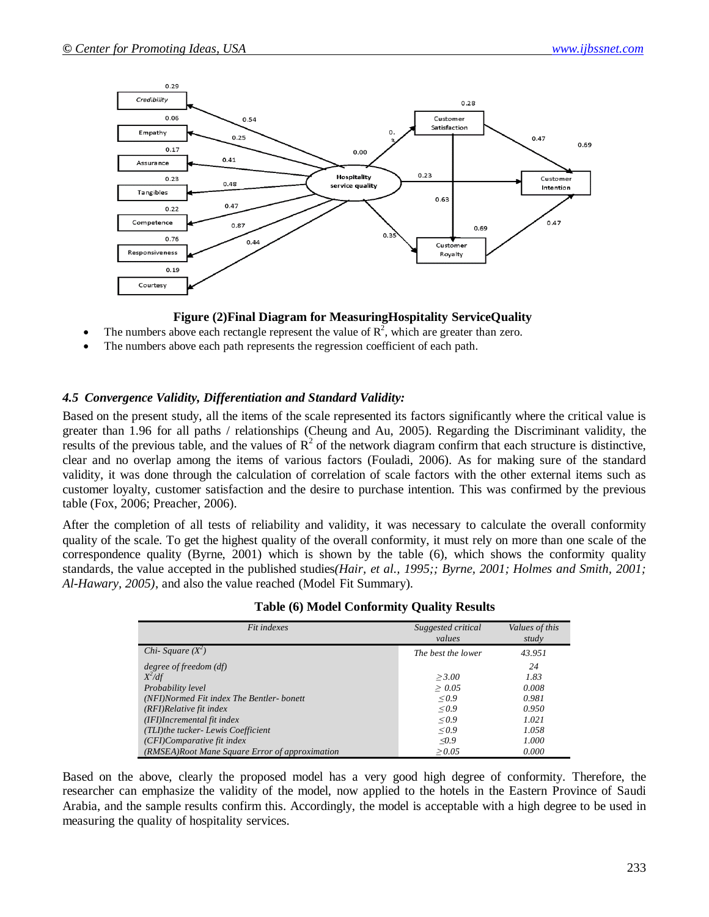**Figure (2)Final Diagram for MeasuringHospitality ServiceQuality**

- The numbers above each rectangle represent the value of $R^2$, which are greater than zero.
- The numbers above each path represents the regression coefficient of each path.

### *4.5 Convergence Validity, Differentiation and Standard Validity:*

Based on the present study, all the items of the scale represented its factors significantly where the critical value is greater than 1.96 for all paths / relationships (Cheung and Au, 2005). Regarding the Discriminant validity, the results of the previous table, and the values of $R^2$ of the network diagram confirm that each structure is distinctive, clear and no overlap among the items of various factors (Fouladi, 2006). As for making sure of the standard validity, it was done through the calculation of correlation of scale factors with the other external items such as customer loyalty, customer satisfaction and the desire to purchase intention. This was confirmed by the previous table (Fox, 2006; Preacher, 2006).

After the completion of all tests of reliability and validity, it was necessary to calculate the overall conformity quality of the scale. To get the highest quality of the overall conformity, it must rely on more than one scale of the correspondence quality (Byrne, 2001) which is shown by the table (6), which shows the conformity quality standards, the value accepted in the published studies*(Hair, et al., 1995;; Byrne, 2001; Holmes and Smith, 2001; Al-Hawary, 2005)*, and also the value reached (Model Fit Summary).

**Table (6) Model Conformity Quality Results**

| *Fit indexes* | *Suggested critical values* | *Values of this study* |
|---|---|---|
| *Chi- Square ($X^2$)* | *The best the lower* | *43.951* |
| *degree of freedom (df)* | | *24* |
| *$X^2$/df* | *$\geq 3.00$* | *1.83* |
| *Probability level* | *$\geq 0.05$* | *0.008* |
| *(NFI)Normed Fit index The Bentler- bonett* | *$\leq 0.9$* | *0.981* |
| *(RFI)Relative fit index* | *$\leq 0.9$* | *0.950* |
| *(IFI)Incremental fit index* | *$\leq 0.9$* | *1.021* |
| *(TLI)the tucker- Lewis Coefficient* | *$\leq 0.9$* | *1.058* |
| *(CFI)Comparative fit index* | *$\leq 0.9$* | *1.000* |
| *(RMSEA)Root Mane Square Error of approximation* | *$\geq 0.05$* | *0.000* |

Based on the above, clearly the proposed model has a very good high degree of conformity. Therefore, the researcher can emphasize the validity of the model, now applied to the hotels in the Eastern Province of Saudi Arabia, and the sample results confirm this. Accordingly, the model is acceptable with a high degree to be used in measuring the quality of hospitality services.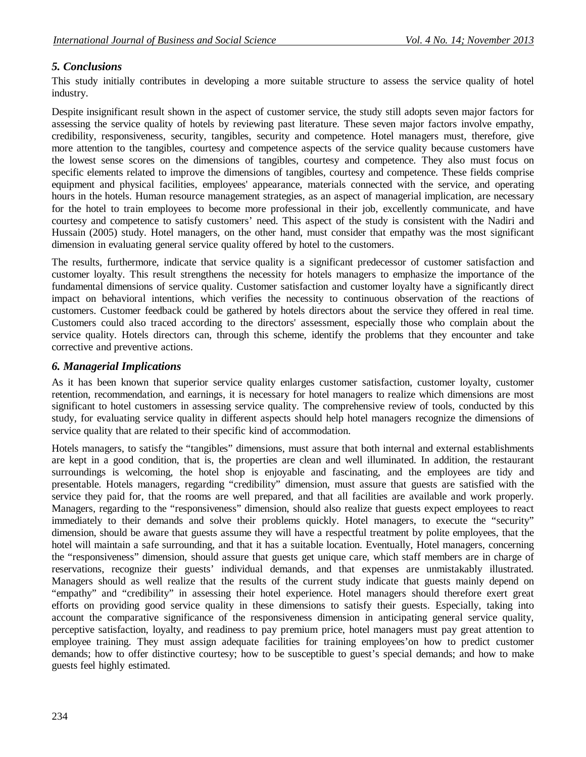### *5. Conclusions*

This study initially contributes in developing a more suitable structure to assess the service quality of hotel industry.

Despite insignificant result shown in the aspect of customer service, the study still adopts seven major factors for assessing the service quality of hotels by reviewing past literature. These seven major factors involve empathy, credibility, responsiveness, security, tangibles, security and competence. Hotel managers must, therefore, give more attention to the tangibles, courtesy and competence aspects of the service quality because customers have the lowest sense scores on the dimensions of tangibles, courtesy and competence. They also must focus on specific elements related to improve the dimensions of tangibles, courtesy and competence. These fields comprise equipment and physical facilities, employees' appearance, materials connected with the service, and operating hours in the hotels. Human resource management strategies, as an aspect of managerial implication, are necessary for the hotel to train employees to become more professional in their job, excellently communicate, and have courtesy and competence to satisfy customers' need. This aspect of the study is consistent with the Nadiri and Hussain (2005) study. Hotel managers, on the other hand, must consider that empathy was the most significant dimension in evaluating general service quality offered by hotel to the customers.

The results, furthermore, indicate that service quality is a significant predecessor of customer satisfaction and customer loyalty. This result strengthens the necessity for hotels managers to emphasize the importance of the fundamental dimensions of service quality. Customer satisfaction and customer loyalty have a significantly direct impact on behavioral intentions, which verifies the necessity to continuous observation of the reactions of customers. Customer feedback could be gathered by hotels directors about the service they offered in real time. Customers could also traced according to the directors' assessment, especially those who complain about the service quality. Hotels directors can, through this scheme, identify the problems that they encounter and take corrective and preventive actions.

### *6. Managerial Implications*

As it has been known that superior service quality enlarges customer satisfaction, customer loyalty, customer retention, recommendation, and earnings, it is necessary for hotel managers to realize which dimensions are most significant to hotel customers in assessing service quality. The comprehensive review of tools, conducted by this study, for evaluating service quality in different aspects should help hotel managers recognize the dimensions of service quality that are related to their specific kind of accommodation.

Hotels managers, to satisfy the "tangibles" dimensions, must assure that both internal and external establishments are kept in a good condition, that is, the properties are clean and well illuminated. In addition, the restaurant surroundings is welcoming, the hotel shop is enjoyable and fascinating, and the employees are tidy and presentable. Hotels managers, regarding "credibility" dimension, must assure that guests are satisfied with the service they paid for, that the rooms are well prepared, and that all facilities are available and work properly. Managers, regarding to the "responsiveness" dimension, should also realize that guests expect employees to react immediately to their demands and solve their problems quickly. Hotel managers, to execute the "security" dimension, should be aware that guests assume they will have a respectful treatment by polite employees, that the hotel will maintain a safe surrounding, and that it has a suitable location. Eventually, Hotel managers, concerning the "responsiveness" dimension, should assure that guests get unique care, which staff members are in charge of reservations, recognize their guests' individual demands, and that expenses are unmistakably illustrated. Managers should as well realize that the results of the current study indicate that guests mainly depend on "empathy" and "credibility" in assessing their hotel experience. Hotel managers should therefore exert great efforts on providing good service quality in these dimensions to satisfy their guests. Especially, taking into account the comparative significance of the responsiveness dimension in anticipating general service quality, perceptive satisfaction, loyalty, and readiness to pay premium price, hotel managers must pay great attention to employee training. They must assign adequate facilities for training employees'on how to predict customer demands; how to offer distinctive courtesy; how to be susceptible to guest's special demands; and how to make guests feel highly estimated.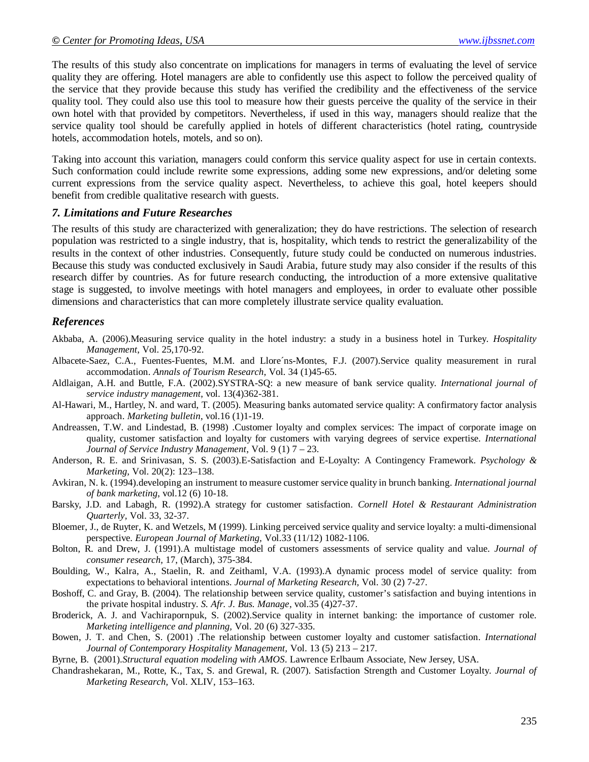The results of this study also concentrate on implications for managers in terms of evaluating the level of service quality they are offering. Hotel managers are able to confidently use this aspect to follow the perceived quality of the service that they provide because this study has verified the credibility and the effectiveness of the service quality tool. They could also use this tool to measure how their guests perceive the quality of the service in their own hotel with that provided by competitors. Nevertheless, if used in this way, managers should realize that the service quality tool should be carefully applied in hotels of different characteristics (hotel rating, countryside hotels, accommodation hotels, motels, and so on).

Taking into account this variation, managers could conform this service quality aspect for use in certain contexts. Such conformation could include rewrite some expressions, adding some new expressions, and/or deleting some current expressions from the service quality aspect. Nevertheless, to achieve this goal, hotel keepers should benefit from credible qualitative research with guests.

## *7. Limitations and Future Researches*

The results of this study are characterized with generalization; they do have restrictions. The selection of research population was restricted to a single industry, that is, hospitality, which tends to restrict the generalizability of the results in the context of other industries. Consequently, future study could be conducted on numerous industries. Because this study was conducted exclusively in Saudi Arabia, future study may also consider if the results of this research differ by countries. As for future research conducting, the introduction of a more extensive qualitative stage is suggested, to involve meetings with hotel managers and employees, in order to evaluate other possible dimensions and characteristics that can more completely illustrate service quality evaluation.

## *References*

Akbaba, A. (2006).Measuring service quality in the hotel industry: a study in a business hotel in Turkey. *Hospitality Management,* Vol. 25,170-92.

Albacete-Saez, C.A., Fuentes-Fuentes, M.M. and Llore´ns-Montes, F.J. (2007).Service quality measurement in rural accommodation. *Annals of Tourism Research*, Vol. 34 (1)45-65.

Aldlaigan, A.H. and Buttle, F.A. (2002).SYSTRA-SQ: a new measure of bank service quality. *International journal of service industry management*, vol. 13(4)362-381.

Al-Hawari, M., Hartley, N. and ward, T. (2005). Measuring banks automated service quality: A confirmatory factor analysis approach. *Marketing bulletin*, vol.16 (1)1-19.

Andreassen, T.W. and Lindestad, B. (1998) .Customer loyalty and complex services: The impact of corporate image on quality, customer satisfaction and loyalty for customers with varying degrees of service expertise. *International Journal of Service Industry Management*, Vol. 9 (1) 7 – 23.

Anderson, R. E. and Srinivasan, S. S. (2003).E-Satisfaction and E-Loyalty: A Contingency Framework. *Psychology & Marketing*, Vol. 20(2): 123–138.

Avkiran, N. k. (1994).developing an instrument to measure customer service quality in brunch banking. *International journal of bank marketing*, vol.12 (6) 10-18.

Barsky, J.D. and Labagh, R. (1992).A strategy for customer satisfaction. *Cornell Hotel & Restaurant Administration Quarterly*, Vol. 33, 32-37.

Bloemer, J., de Ruyter, K. and Wetzels, M (1999). Linking perceived service quality and service loyalty: a multi-dimensional perspective. *European Journal of Marketing,* Vol.33 (11/12) 1082-1106.

Bolton, R. and Drew, J. (1991).A multistage model of customers assessments of service quality and value. *Journal of consumer research,* 17, (March), 375-384.

Boulding, W., Kalra, A., Staelin, R. and Zeithaml, V.A. (1993).A dynamic process model of service quality: from expectations to behavioral intentions. *Journal of Marketing Research,* Vol. 30 (2) 7-27.

Boshoff, C. and Gray, B. (2004). The relationship between service quality, customer's satisfaction and buying intentions in the private hospital industry. *S. Afr. J. Bus. Manage*, vol.35 (4)27-37.

Broderick, A. J. and Vachirapornpuk, S. (2002).Service quality in internet banking: the importance of customer role. *Marketing intelligence and planning,* Vol. 20 (6) 327-335.

Bowen, J. T. and Chen, S. (2001) .The relationship between customer loyalty and customer satisfaction. *International Journal of Contemporary Hospitality Management,* Vol. 13 (5) 213 – 217.

Byrne, B. (2001).*Structural equation modeling with AMOS*. Lawrence Erlbaum Associate, New Jersey, USA.

Chandrashekaran, M., Rotte, K., Tax, S. and Grewal, R. (2007). Satisfaction Strength and Customer Loyalty. *Journal of Marketing Research,* Vol. XLIV, 153–163.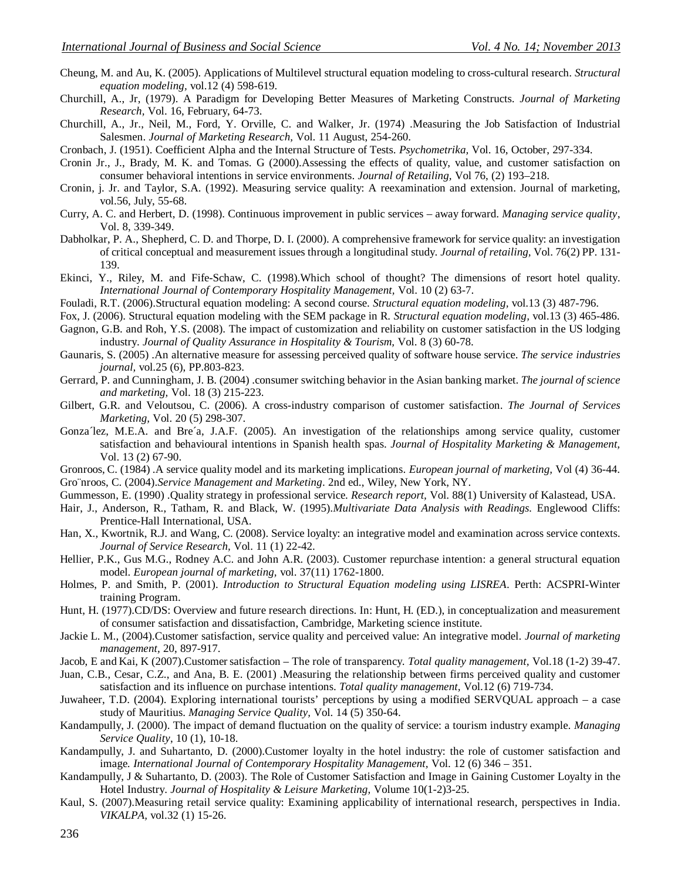Cheung, M. and Au, K. (2005). Applications of Multilevel structural equation modeling to cross-cultural research. *Structural equation modeling*, vol.12 (4) 598-619.

Churchill, A., Jr, (1979). A Paradigm for Developing Better Measures of Marketing Constructs. *Journal of Marketing Research*, Vol. 16, February, 64-73.

Churchill, A., Jr., Neil, M., Ford, Y. Orville, C. and Walker, Jr. (1974) .Measuring the Job Satisfaction of Industrial Salesmen. *Journal of Marketing Research,* Vol. 11 August, 254-260.

Cronbach, J. (1951). Coefficient Alpha and the Internal Structure of Tests. *Psychometrika,* Vol. 16, October, 297-334.

Cronin Jr., J., Brady, M. K. and Tomas. G (2000).Assessing the effects of quality, value, and customer satisfaction on consumer behavioral intentions in service environments. *Journal of Retailing,* Vol 76, (2) 193–218.

Cronin, j. Jr. and Taylor, S.A. (1992). Measuring service quality: A reexamination and extension. Journal of marketing, vol.56, July, 55-68.

Curry, A. C. and Herbert, D. (1998). Continuous improvement in public services – away forward. *Managing service quality*, Vol. 8, 339-349.

Dabholkar, P. A., Shepherd, C. D. and Thorpe, D. I. (2000). A comprehensive framework for service quality: an investigation of critical conceptual and measurement issues through a longitudinal study. *Journal of retailing,* Vol. 76(2) PP. 131-139.

Ekinci, Y., Riley, M. and Fife-Schaw, C. (1998).Which school of thought? The dimensions of resort hotel quality. *International Journal of Contemporary Hospitality Management,* Vol. 10 (2) 63-7.

Fouladi, R.T. (2006).Structural equation modeling: A second course. *Structural equation modeling,* vol.13 (3) 487-796.

Fox, J. (2006). Structural equation modeling with the SEM package in R. *Structural equation modeling,* vol.13 (3) 465-486.

Gagnon, G.B. and Roh, Y.S. (2008). The impact of customization and reliability on customer satisfaction in the US lodging industry. *Journal of Quality Assurance in Hospitality & Tourism,* Vol. 8 (3) 60-78.

Gaunaris, S. (2005) .An alternative measure for assessing perceived quality of software house service. *The service industries journal,* vol.25 (6), PP.803-823.

Gerrard, P. and Cunningham, J. B. (2004) .consumer switching behavior in the Asian banking market. *The journal of science and marketing,* Vol. 18 (3) 215-223.

Gilbert, G.R. and Veloutsou, C. (2006). A cross-industry comparison of customer satisfaction. *The Journal of Services Marketing,* Vol. 20 (5) 298-307.

Gonza´lez, M.E.A. and Bre´a, J.A.F. (2005). An investigation of the relationships among service quality, customer satisfaction and behavioural intentions in Spanish health spas. *Journal of Hospitality Marketing & Management,* Vol. 13 (2) 67-90.

Gronroos, C. (1984) .A service quality model and its marketing implications. *European journal of marketing,* Vol (4) 36-44.

Gro¨nroos, C. (2004).*Service Management and Marketing*. 2nd ed., Wiley, New York, NY.

Gummesson, E. (1990) .Quality strategy in professional service. *Research report,* Vol. 88(1) University of Kalastead, USA.

Hair, J., Anderson, R., Tatham, R. and Black, W. (1995).*Multivariate Data Analysis with Readings.* Englewood Cliffs: Prentice-Hall International, USA.

Han, X., Kwortnik, R.J. and Wang, C. (2008). Service loyalty: an integrative model and examination across service contexts. *Journal of Service Research,* Vol. 11 (1) 22-42.

Hellier, P.K., Gus M.G., Rodney A.C. and John A.R. (2003). Customer repurchase intention: a general structural equation model. *European journal of marketing,* vol. 37(11) 1762-1800.

Holmes, P. and Smith, P. (2001). *Introduction to Structural Equation modeling using LISREA*. Perth: ACSPRI-Winter training Program.

Hunt, H. (1977).CD/DS: Overview and future research directions. In: Hunt, H. (ED.), in conceptualization and measurement of consumer satisfaction and dissatisfaction, Cambridge, Marketing science institute.

Jackie L. M., (2004).Customer satisfaction, service quality and perceived value: An integrative model. *Journal of marketing management,* 20, 897-917.

Jacob, E and Kai, K (2007).Customer satisfaction – The role of transparency. *Total quality management,* Vol.18 (1-2) 39-47.

Juan, C.B., Cesar, C.Z., and Ana, B. E. (2001) .Measuring the relationship between firms perceived quality and customer satisfaction and its influence on purchase intentions. *Total quality management,* Vol.12 (6) 719-734.

Juwaheer, T.D. (2004). Exploring international tourists' perceptions by using a modified SERVQUAL approach – a case study of Mauritius. *Managing Service Quality,* Vol. 14 (5) 350-64.

Kandampully, J. (2000). The impact of demand fluctuation on the quality of service: a tourism industry example. *Managing Service Quality*, 10 (1), 10-18.

Kandampully, J. and Suhartanto, D. (2000).Customer loyalty in the hotel industry: the role of customer satisfaction and image. *International Journal of Contemporary Hospitality Management,* Vol. 12 (6) 346 – 351.

Kandampully, J & Suhartanto, D. (2003). The Role of Customer Satisfaction and Image in Gaining Customer Loyalty in the Hotel Industry. *Journal of Hospitality & Leisure Marketing,* Volume 10(1-2)3-25.

Kaul, S. (2007).Measuring retail service quality: Examining applicability of international research, perspectives in India. *VIKALPA,* vol.32 (1) 15-26.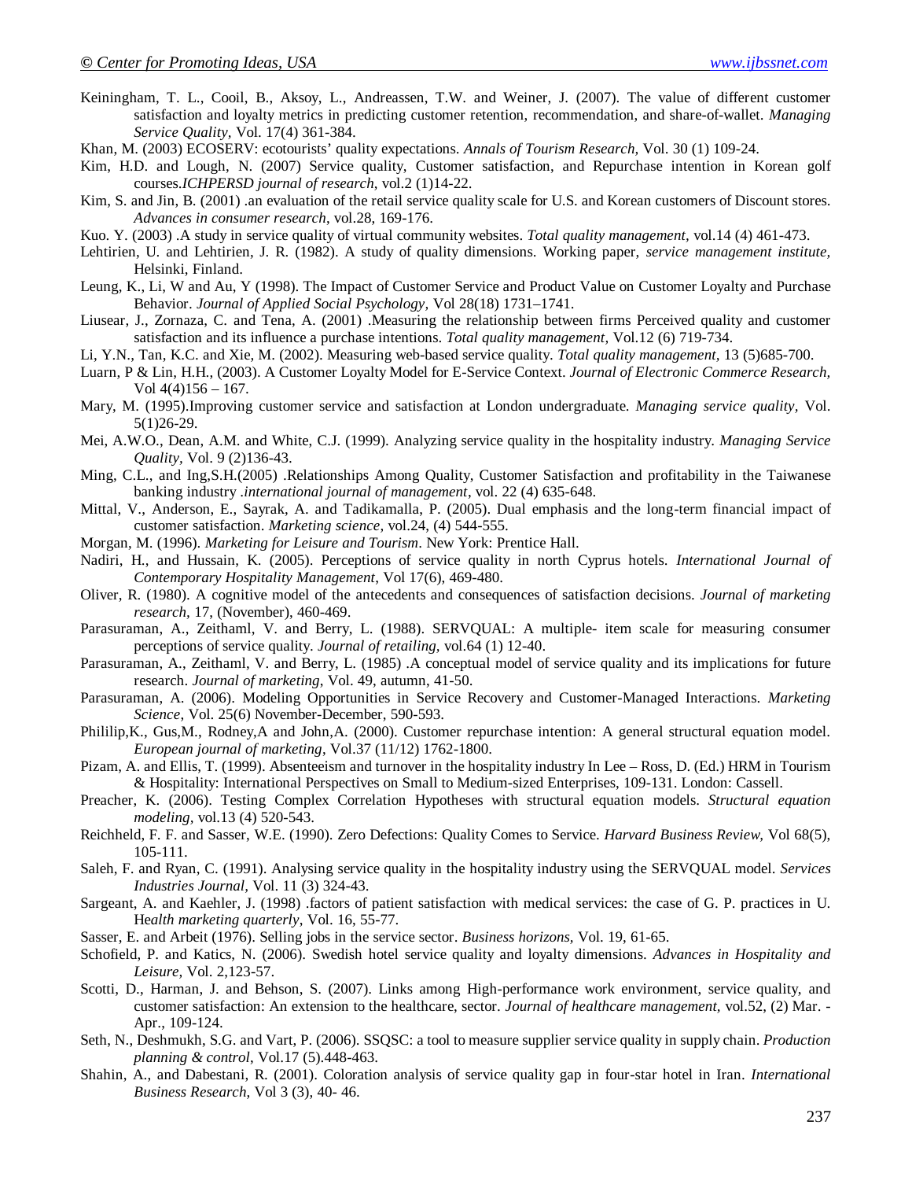Keiningham, T. L., Cooil, B., Aksoy, L., Andreassen, T.W. and Weiner, J. (2007). The value of different customer satisfaction and loyalty metrics in predicting customer retention, recommendation, and share-of-wallet. *Managing Service Quality*, Vol. 17(4) 361-384.

Khan, M. (2003) ECOSERV: ecotourists' quality expectations. *Annals of Tourism Research*, Vol. 30 (1) 109-24.

Kim, H.D. and Lough, N. (2007) Service quality, Customer satisfaction, and Repurchase intention in Korean golf courses.*ICHPERSD journal of research,* vol.2 (1)14-22.

Kim, S. and Jin, B. (2001) .an evaluation of the retail service quality scale for U.S. and Korean customers of Discount stores. *Advances in consumer research*, vol.28, 169-176.

Kuo. Y. (2003) .A study in service quality of virtual community websites. *Total quality management,* vol.14 (4) 461-473.

Lehtirien, U. and Lehtirien, J. R. (1982). A study of quality dimensions. Working paper, *service management institute,* Helsinki, Finland.

Leung, K., Li, W and Au, Y (1998). The Impact of Customer Service and Product Value on Customer Loyalty and Purchase Behavior. *Journal of Applied Social Psychology,* Vol 28(18) 1731–1741.

Liusear, J., Zornaza, C. and Tena, A. (2001) .Measuring the relationship between firms Perceived quality and customer satisfaction and its influence a purchase intentions. *Total quality management,* Vol.12 (6) 719-734.

Li, Y.N., Tan, K.C. and Xie, M. (2002). Measuring web-based service quality. *Total quality management,* 13 (5)685-700.

Luarn, P & Lin, H.H., (2003). A Customer Loyalty Model for E-Service Context. *Journal of Electronic Commerce Research,* Vol 4(4)156 – 167.

Mary, M. (1995).Improving customer service and satisfaction at London undergraduate. *Managing service quality,* Vol. 5(1)26-29.

Mei, A.W.O., Dean, A.M. and White, C.J. (1999). Analyzing service quality in the hospitality industry. *Managing Service Quality*, Vol. 9 (2)136-43.

Ming, C.L., and Ing,S.H.(2005) .Relationships Among Quality, Customer Satisfaction and profitability in the Taiwanese banking industry .*international journal of management*, vol. 22 (4) 635-648.

Mittal, V., Anderson, E., Sayrak, A. and Tadikamalla, P. (2005). Dual emphasis and the long-term financial impact of customer satisfaction. *Marketing science,* vol.24, (4) 544-555.

Morgan, M. (1996). *Marketing for Leisure and Tourism*. New York: Prentice Hall.

Nadiri, H., and Hussain, K. (2005). Perceptions of service quality in north Cyprus hotels. *International Journal of Contemporary Hospitality Management*, Vol 17(6), 469-480.

Oliver, R. (1980). A cognitive model of the antecedents and consequences of satisfaction decisions. *Journal of marketing research,* 17, (November), 460-469.

Parasuraman, A., Zeithaml, V. and Berry, L. (1988). SERVQUAL: A multiple- item scale for measuring consumer perceptions of service quality. *Journal of retailing,* vol.64 (1) 12-40.

Parasuraman, A., Zeithaml, V. and Berry, L. (1985) .A conceptual model of service quality and its implications for future research. *Journal of marketing*, Vol. 49, autumn, 41-50.

Parasuraman, A. (2006). Modeling Opportunities in Service Recovery and Customer-Managed Interactions. *Marketing Science*, Vol. 25(6) November-December, 590-593.

Phililip,K., Gus,M., Rodney,A and John,A. (2000). Customer repurchase intention: A general structural equation model. *European journal of marketing*, Vol.37 (11/12) 1762-1800.

Pizam, A. and Ellis, T. (1999). Absenteeism and turnover in the hospitality industry In Lee – Ross, D. (Ed.) HRM in Tourism & Hospitality: International Perspectives on Small to Medium-sized Enterprises, 109-131. London: Cassell.

Preacher, K. (2006). Testing Complex Correlation Hypotheses with structural equation models. *Structural equation modeling,* vol.13 (4) 520-543.

Reichheld, F. F. and Sasser, W.E. (1990). Zero Defections: Quality Comes to Service. *Harvard Business Review,* Vol 68(5), 105-111.

Saleh, F. and Ryan, C. (1991). Analysing service quality in the hospitality industry using the SERVQUAL model. *Services Industries Journal,* Vol. 11 (3) 324-43.

Sargeant, A. and Kaehler, J. (1998) .factors of patient satisfaction with medical services: the case of G. P. practices in U. H*ealth marketing quarterly*, Vol. 16, 55-77.

Sasser, E. and Arbeit (1976). Selling jobs in the service sector. *Business horizons,* Vol. 19, 61-65.

Schofield, P. and Katics, N. (2006). Swedish hotel service quality and loyalty dimensions. *Advances in Hospitality and Leisure,* Vol. 2,123-57.

Scotti, D., Harman, J. and Behson, S. (2007). Links among High-performance work environment, service quality, and customer satisfaction: An extension to the healthcare, sector. *Journal of healthcare management,* vol.52, (2) Mar. - Apr., 109-124.

Seth, N., Deshmukh, S.G. and Vart, P. (2006). SSQSC: a tool to measure supplier service quality in supply chain. *Production planning & control*, Vol.17 (5).448-463.

Shahin, A., and Dabestani, R. (2001). Coloration analysis of service quality gap in four-star hotel in Iran. *International Business Research,* Vol 3 (3), 40- 46.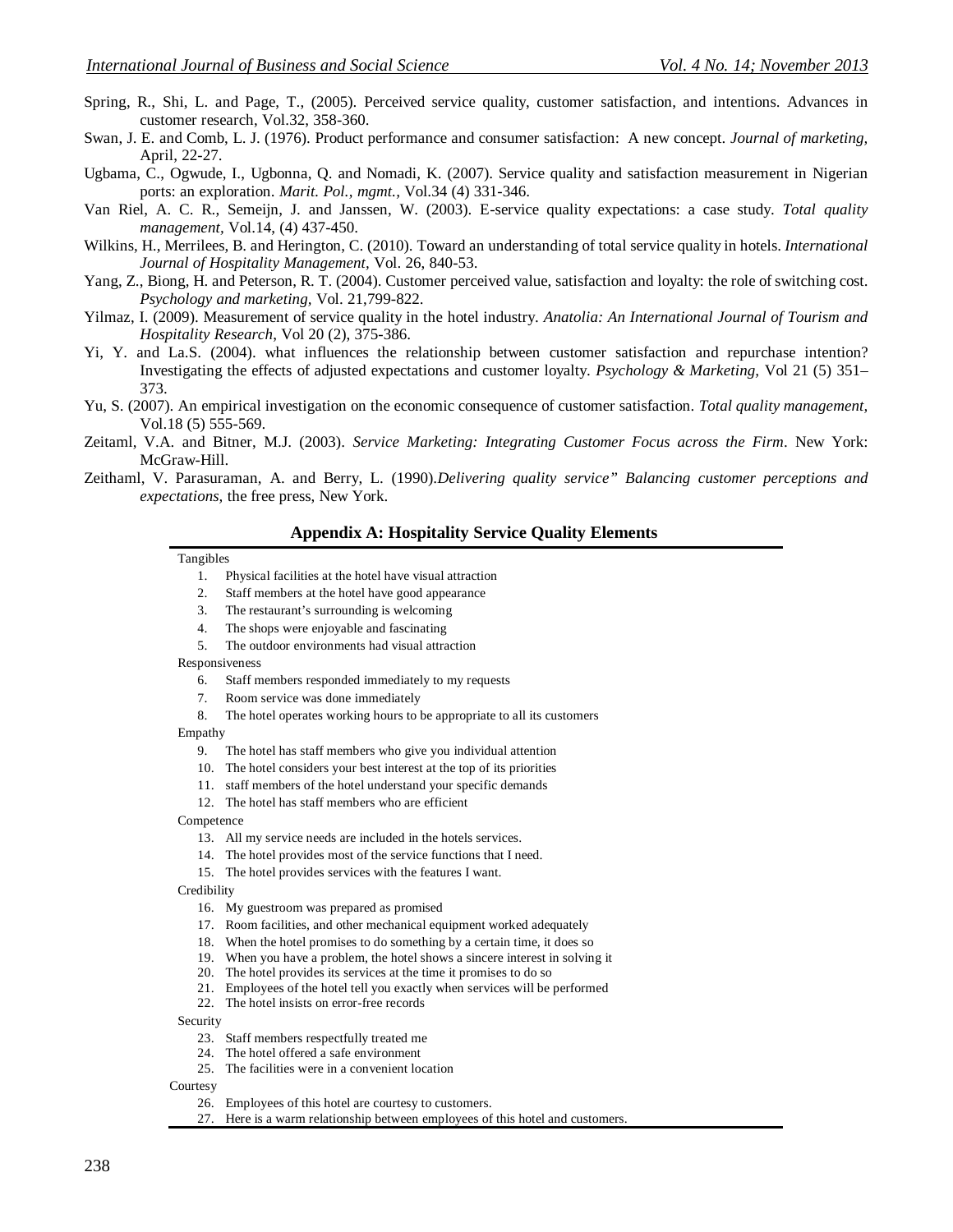Spring, R., Shi, L. and Page, T., (2005). Perceived service quality, customer satisfaction, and intentions. Advances in customer research, Vol.32, 358-360.

Swan, J. E. and Comb, L. J. (1976). Product performance and consumer satisfaction: A new concept. *Journal of marketing,* April, 22-27.

Ugbama, C., Ogwude, I., Ugbonna, Q. and Nomadi, K. (2007). Service quality and satisfaction measurement in Nigerian ports: an exploration. *Marit. Pol., mgmt.*, Vol.34 (4) 331-346.

Van Riel, A. C. R., Semeijn, J. and Janssen, W. (2003). E-service quality expectations: a case study. *Total quality management,* Vol.14, (4) 437-450.

Wilkins, H., Merrilees, B. and Herington, C. (2010). Toward an understanding of total service quality in hotels. *International Journal of Hospitality Management,* Vol. 26, 840-53.

Yang, Z., Biong, H. and Peterson, R. T. (2004). Customer perceived value, satisfaction and loyalty: the role of switching cost. *Psychology and marketing,* Vol. 21,799-822.

Yilmaz, I. (2009). Measurement of service quality in the hotel industry. *Anatolia: An International Journal of Tourism and Hospitality Research,* Vol 20 (2), 375-386.

Yi, Y. and La.S. (2004). what influences the relationship between customer satisfaction and repurchase intention? Investigating the effects of adjusted expectations and customer loyalty. *Psychology & Marketing,* Vol 21 (5) 351–373.

Yu, S. (2007). An empirical investigation on the economic consequence of customer satisfaction. *Total quality management,* Vol.18 (5) 555-569.

Zeitaml, V.A. and Bitner, M.J. (2003). *Service Marketing: Integrating Customer Focus across the Firm*. New York: McGraw-Hill.

Zeithaml, V. Parasuraman, A. and Berry, L. (1990).*Delivering quality service" Balancing customer perceptions and expectations,* the free press, New York.

## Appendix A: Hospitality Service Quality Elements

Tangibles

1. Physical facilities at the hotel have visual attraction
2. Staff members at the hotel have good appearance
3. The restaurant's surrounding is welcoming
4. The shops were enjoyable and fascinating
5. The outdoor environments had visual attraction

Responsiveness

6. Staff members responded immediately to my requests
7. Room service was done immediately
8. The hotel operates working hours to be appropriate to all its customers

Empathy

9. The hotel has staff members who give you individual attention
10. The hotel considers your best interest at the top of its priorities
11. staff members of the hotel understand your specific demands
12. The hotel has staff members who are efficient

Competence

13. All my service needs are included in the hotels services.
14. The hotel provides most of the service functions that I need.
15. The hotel provides services with the features I want.

Credibility

16. My guestroom was prepared as promised
17. Room facilities, and other mechanical equipment worked adequately
18. When the hotel promises to do something by a certain time, it does so
19. When you have a problem, the hotel shows a sincere interest in solving it
20. The hotel provides its services at the time it promises to do so
21. Employees of the hotel tell you exactly when services will be performed
22. The hotel insists on error-free records

Security

23. Staff members respectfully treated me
24. The hotel offered a safe environment
25. The facilities were in a convenient location

Courtesy

26. Employees of this hotel are courtesy to customers.
27. Here is a warm relationship between employees of this hotel and customers.